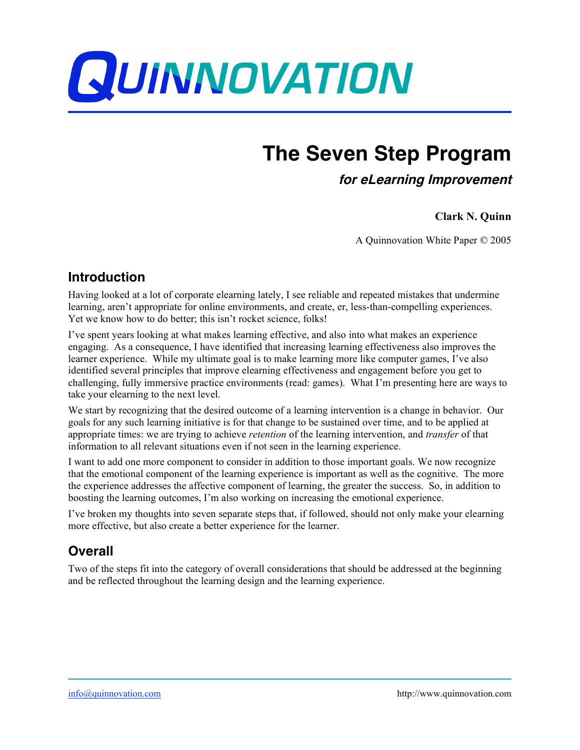# QUINNOVATION

# The Seven Step Program

***for eLearning Improvement***

**Clark N. Quinn**

A Quinnovation White Paper © 2005

## Introduction

Having looked at a lot of corporate elearning lately, I see reliable and repeated mistakes that undermine learning, aren't appropriate for online environments, and create, er, less-than-compelling experiences. Yet we know how to do better; this isn't rocket science, folks!

I've spent years looking at what makes learning effective, and also into what makes an experience engaging. As a consequence, I have identified that increasing learning effectiveness also improves the learner experience. While my ultimate goal is to make learning more like computer games, I've also identified several principles that improve elearning effectiveness and engagement before you get to challenging, fully immersive practice environments (read: games). What I'm presenting here are ways to take your elearning to the next level.

We start by recognizing that the desired outcome of a learning intervention is a change in behavior. Our goals for any such learning initiative is for that change to be sustained over time, and to be applied at appropriate times: we are trying to achieve *retention* of the learning intervention, and *transfer* of that information to all relevant situations even if not seen in the learning experience.

I want to add one more component to consider in addition to those important goals. We now recognize that the emotional component of the learning experience is important as well as the cognitive. The more the experience addresses the affective component of learning, the greater the success. So, in addition to boosting the learning outcomes, I'm also working on increasing the emotional experience.

I've broken my thoughts into seven separate steps that, if followed, should not only make your elearning more effective, but also create a better experience for the learner.

## Overall

Two of the steps fit into the category of overall considerations that should be addressed at the beginning and be reflected throughout the learning design and the learning experience.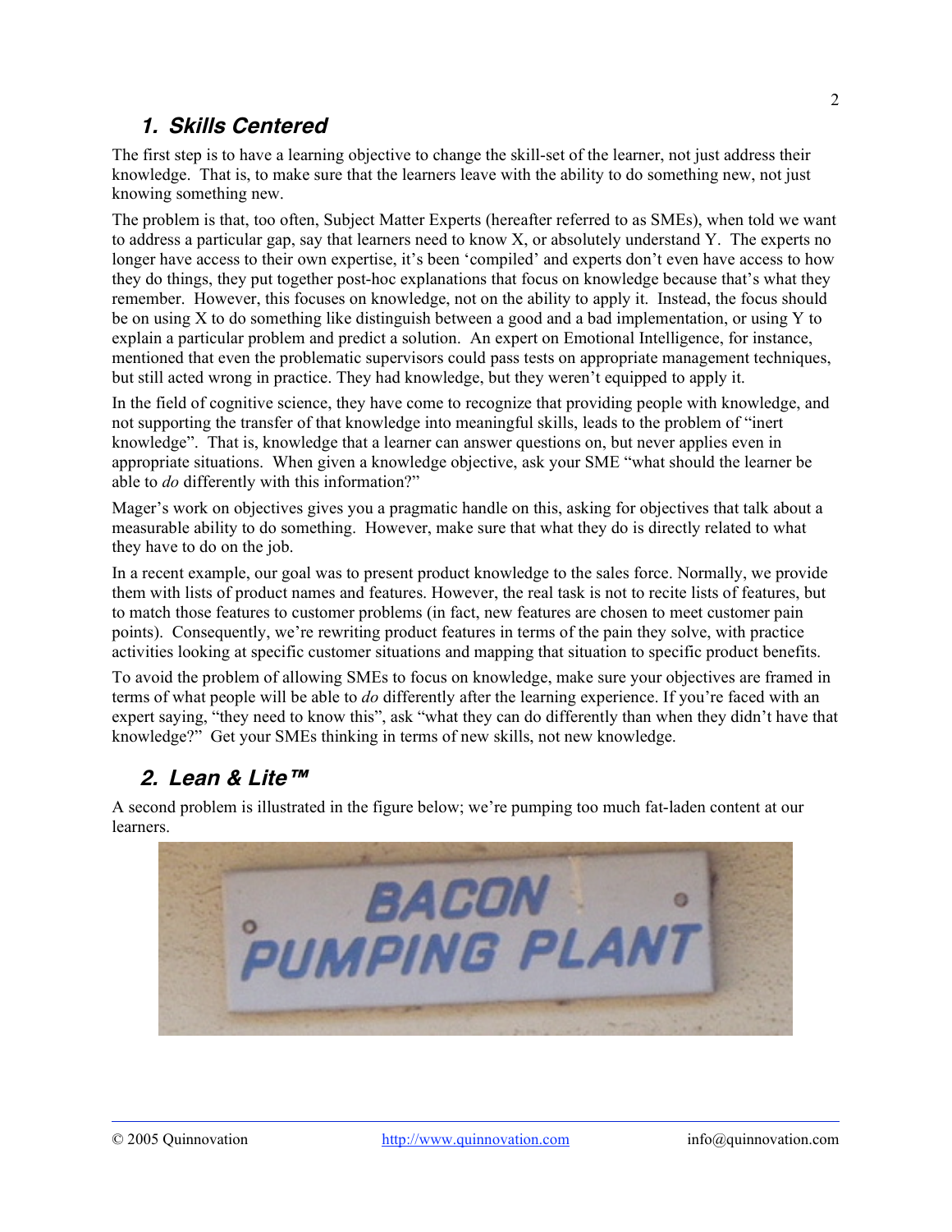## 1. Skills Centered

The first step is to have a learning objective to change the skill-set of the learner, not just address their knowledge. That is, to make sure that the learners leave with the ability to do something new, not just knowing something new.

The problem is that, too often, Subject Matter Experts (hereafter referred to as SMEs), when told we want to address a particular gap, say that learners need to know X, or absolutely understand Y. The experts no longer have access to their own expertise, it's been 'compiled' and experts don't even have access to how they do things, they put together post-hoc explanations that focus on knowledge because that's what they remember. However, this focuses on knowledge, not on the ability to apply it. Instead, the focus should be on using X to do something like distinguish between a good and a bad implementation, or using Y to explain a particular problem and predict a solution. An expert on Emotional Intelligence, for instance, mentioned that even the problematic supervisors could pass tests on appropriate management techniques, but still acted wrong in practice. They had knowledge, but they weren't equipped to apply it.

In the field of cognitive science, they have come to recognize that providing people with knowledge, and not supporting the transfer of that knowledge into meaningful skills, leads to the problem of "inert knowledge". That is, knowledge that a learner can answer questions on, but never applies even in appropriate situations. When given a knowledge objective, ask your SME "what should the learner be able to *do* differently with this information?"

Mager's work on objectives gives you a pragmatic handle on this, asking for objectives that talk about a measurable ability to do something. However, make sure that what they do is directly related to what they have to do on the job.

In a recent example, our goal was to present product knowledge to the sales force. Normally, we provide them with lists of product names and features. However, the real task is not to recite lists of features, but to match those features to customer problems (in fact, new features are chosen to meet customer pain points). Consequently, we're rewriting product features in terms of the pain they solve, with practice activities looking at specific customer situations and mapping that situation to specific product benefits.

To avoid the problem of allowing SMEs to focus on knowledge, make sure your objectives are framed in terms of what people will be able to *do* differently after the learning experience. If you're faced with an expert saying, "they need to know this", ask "what they can do differently than when they didn't have that knowledge?" Get your SMEs thinking in terms of new skills, not new knowledge.

## 2. Lean & Lite™

A second problem is illustrated in the figure below; we're pumping too much fat-laden content at our learners.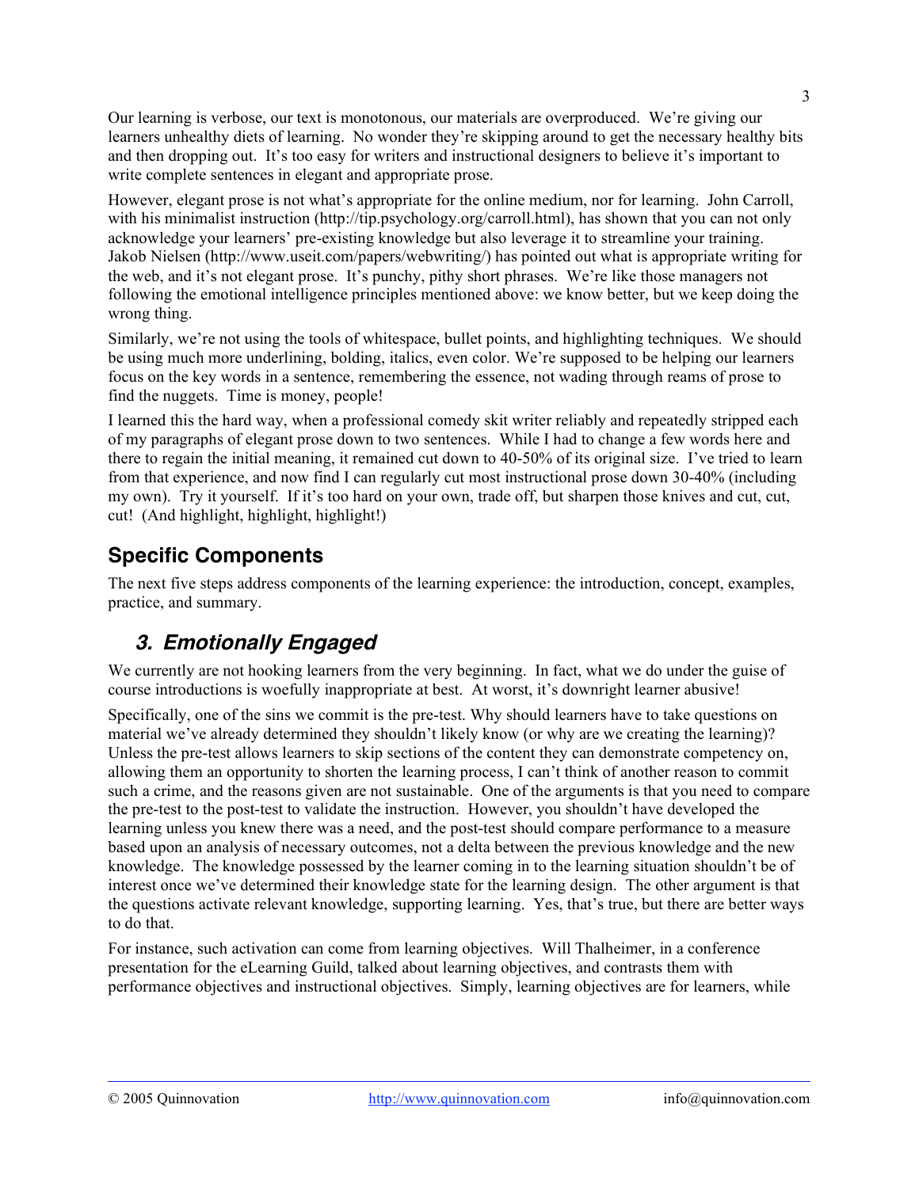Our learning is verbose, our text is monotonous, our materials are overproduced. We're giving our learners unhealthy diets of learning. No wonder they're skipping around to get the necessary healthy bits and then dropping out. It's too easy for writers and instructional designers to believe it's important to write complete sentences in elegant and appropriate prose.

However, elegant prose is not what's appropriate for the online medium, nor for learning. John Carroll, with his minimalist instruction (http://tip.psychology.org/carroll.html), has shown that you can not only acknowledge your learners' pre-existing knowledge but also leverage it to streamline your training. Jakob Nielsen (http://www.useit.com/papers/webwriting/) has pointed out what is appropriate writing for the web, and it's not elegant prose. It's punchy, pithy short phrases. We're like those managers not following the emotional intelligence principles mentioned above: we know better, but we keep doing the wrong thing.

Similarly, we're not using the tools of whitespace, bullet points, and highlighting techniques. We should be using much more underlining, bolding, italics, even color. We're supposed to be helping our learners focus on the key words in a sentence, remembering the essence, not wading through reams of prose to find the nuggets. Time is money, people!

I learned this the hard way, when a professional comedy skit writer reliably and repeatedly stripped each of my paragraphs of elegant prose down to two sentences. While I had to change a few words here and there to regain the initial meaning, it remained cut down to 40-50% of its original size. I've tried to learn from that experience, and now find I can regularly cut most instructional prose down 30-40% (including my own). Try it yourself. If it's too hard on your own, trade off, but sharpen those knives and cut, cut, cut! (And highlight, highlight, highlight!)

## Specific Components

The next five steps address components of the learning experience: the introduction, concept, examples, practice, and summary.

### *3. Emotionally Engaged*

We currently are not hooking learners from the very beginning. In fact, what we do under the guise of course introductions is woefully inappropriate at best. At worst, it's downright learner abusive!

Specifically, one of the sins we commit is the pre-test. Why should learners have to take questions on material we've already determined they shouldn't likely know (or why are we creating the learning)? Unless the pre-test allows learners to skip sections of the content they can demonstrate competency on, allowing them an opportunity to shorten the learning process, I can't think of another reason to commit such a crime, and the reasons given are not sustainable. One of the arguments is that you need to compare the pre-test to the post-test to validate the instruction. However, you shouldn't have developed the learning unless you knew there was a need, and the post-test should compare performance to a measure based upon an analysis of necessary outcomes, not a delta between the previous knowledge and the new knowledge. The knowledge possessed by the learner coming in to the learning situation shouldn't be of interest once we've determined their knowledge state for the learning design. The other argument is that the questions activate relevant knowledge, supporting learning. Yes, that's true, but there are better ways to do that.

For instance, such activation can come from learning objectives. Will Thalheimer, in a conference presentation for the eLearning Guild, talked about learning objectives, and contrasts them with performance objectives and instructional objectives. Simply, learning objectives are for learners, while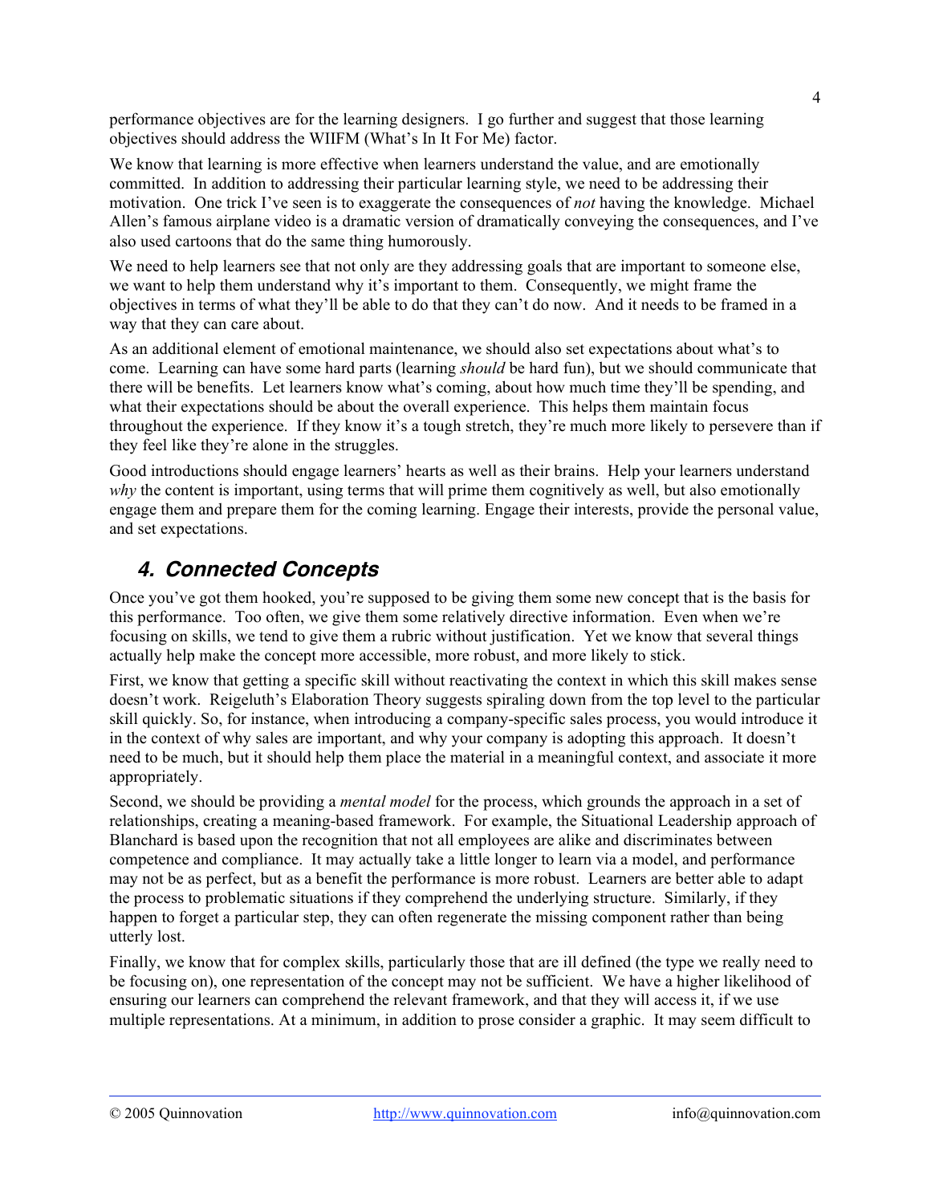performance objectives are for the learning designers. I go further and suggest that those learning objectives should address the WIIFM (What's In It For Me) factor.

We know that learning is more effective when learners understand the value, and are emotionally committed. In addition to addressing their particular learning style, we need to be addressing their motivation. One trick I've seen is to exaggerate the consequences of *not* having the knowledge. Michael Allen's famous airplane video is a dramatic version of dramatically conveying the consequences, and I've also used cartoons that do the same thing humorously.

We need to help learners see that not only are they addressing goals that are important to someone else, we want to help them understand why it's important to them. Consequently, we might frame the objectives in terms of what they'll be able to do that they can't do now. And it needs to be framed in a way that they can care about.

As an additional element of emotional maintenance, we should also set expectations about what's to come. Learning can have some hard parts (learning *should* be hard fun), but we should communicate that there will be benefits. Let learners know what's coming, about how much time they'll be spending, and what their expectations should be about the overall experience. This helps them maintain focus throughout the experience. If they know it's a tough stretch, they're much more likely to persevere than if they feel like they're alone in the struggles.

Good introductions should engage learners' hearts as well as their brains. Help your learners understand *why* the content is important, using terms that will prime them cognitively as well, but also emotionally engage them and prepare them for the coming learning. Engage their interests, provide the personal value, and set expectations.

## 4. Connected Concepts

Once you've got them hooked, you're supposed to be giving them some new concept that is the basis for this performance. Too often, we give them some relatively directive information. Even when we're focusing on skills, we tend to give them a rubric without justification. Yet we know that several things actually help make the concept more accessible, more robust, and more likely to stick.

First, we know that getting a specific skill without reactivating the context in which this skill makes sense doesn't work. Reigeluth's Elaboration Theory suggests spiraling down from the top level to the particular skill quickly. So, for instance, when introducing a company-specific sales process, you would introduce it in the context of why sales are important, and why your company is adopting this approach. It doesn't need to be much, but it should help them place the material in a meaningful context, and associate it more appropriately.

Second, we should be providing a *mental model* for the process, which grounds the approach in a set of relationships, creating a meaning-based framework. For example, the Situational Leadership approach of Blanchard is based upon the recognition that not all employees are alike and discriminates between competence and compliance. It may actually take a little longer to learn via a model, and performance may not be as perfect, but as a benefit the performance is more robust. Learners are better able to adapt the process to problematic situations if they comprehend the underlying structure. Similarly, if they happen to forget a particular step, they can often regenerate the missing component rather than being utterly lost.

Finally, we know that for complex skills, particularly those that are ill defined (the type we really need to be focusing on), one representation of the concept may not be sufficient. We have a higher likelihood of ensuring our learners can comprehend the relevant framework, and that they will access it, if we use multiple representations. At a minimum, in addition to prose consider a graphic. It may seem difficult to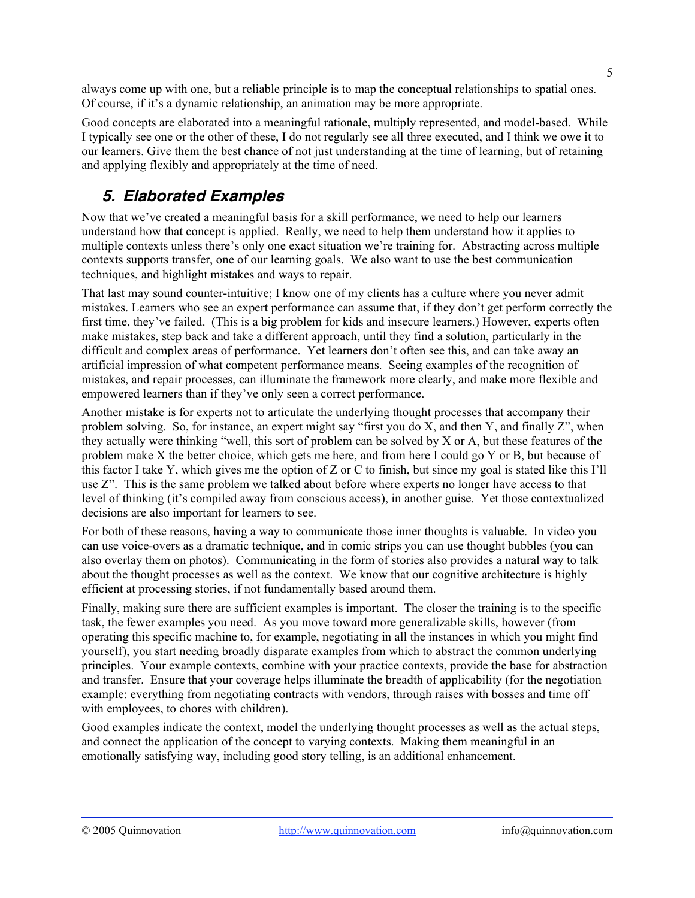always come up with one, but a reliable principle is to map the conceptual relationships to spatial ones. Of course, if it's a dynamic relationship, an animation may be more appropriate.

Good concepts are elaborated into a meaningful rationale, multiply represented, and model-based. While I typically see one or the other of these, I do not regularly see all three executed, and I think we owe it to our learners. Give them the best chance of not just understanding at the time of learning, but of retaining and applying flexibly and appropriately at the time of need.

## *5. Elaborated Examples*

Now that we've created a meaningful basis for a skill performance, we need to help our learners understand how that concept is applied. Really, we need to help them understand how it applies to multiple contexts unless there's only one exact situation we're training for. Abstracting across multiple contexts supports transfer, one of our learning goals. We also want to use the best communication techniques, and highlight mistakes and ways to repair.

That last may sound counter-intuitive; I know one of my clients has a culture where you never admit mistakes. Learners who see an expert performance can assume that, if they don't get perform correctly the first time, they've failed. (This is a big problem for kids and insecure learners.) However, experts often make mistakes, step back and take a different approach, until they find a solution, particularly in the difficult and complex areas of performance. Yet learners don't often see this, and can take away an artificial impression of what competent performance means. Seeing examples of the recognition of mistakes, and repair processes, can illuminate the framework more clearly, and make more flexible and empowered learners than if they've only seen a correct performance.

Another mistake is for experts not to articulate the underlying thought processes that accompany their problem solving. So, for instance, an expert might say "first you do X, and then Y, and finally Z", when they actually were thinking "well, this sort of problem can be solved by X or A, but these features of the problem make X the better choice, which gets me here, and from here I could go Y or B, but because of this factor I take Y, which gives me the option of Z or C to finish, but since my goal is stated like this I'll use Z". This is the same problem we talked about before where experts no longer have access to that level of thinking (it's compiled away from conscious access), in another guise. Yet those contextualized decisions are also important for learners to see.

For both of these reasons, having a way to communicate those inner thoughts is valuable. In video you can use voice-overs as a dramatic technique, and in comic strips you can use thought bubbles (you can also overlay them on photos). Communicating in the form of stories also provides a natural way to talk about the thought processes as well as the context. We know that our cognitive architecture is highly efficient at processing stories, if not fundamentally based around them.

Finally, making sure there are sufficient examples is important. The closer the training is to the specific task, the fewer examples you need. As you move toward more generalizable skills, however (from operating this specific machine to, for example, negotiating in all the instances in which you might find yourself), you start needing broadly disparate examples from which to abstract the common underlying principles. Your example contexts, combine with your practice contexts, provide the base for abstraction and transfer. Ensure that your coverage helps illuminate the breadth of applicability (for the negotiation example: everything from negotiating contracts with vendors, through raises with bosses and time off with employees, to chores with children).

Good examples indicate the context, model the underlying thought processes as well as the actual steps, and connect the application of the concept to varying contexts. Making them meaningful in an emotionally satisfying way, including good story telling, is an additional enhancement.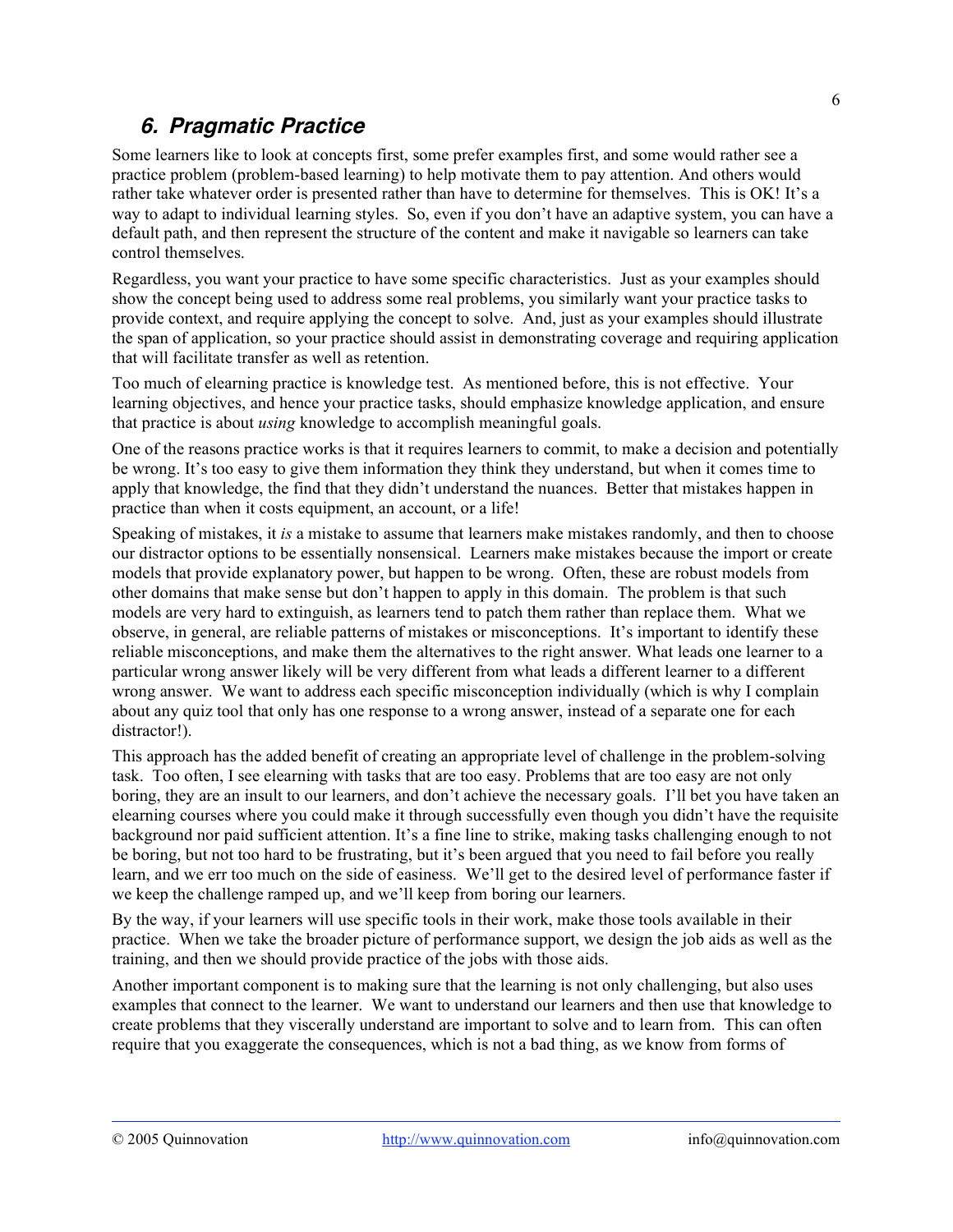## 6. Pragmatic Practice

Some learners like to look at concepts first, some prefer examples first, and some would rather see a practice problem (problem-based learning) to help motivate them to pay attention. And others would rather take whatever order is presented rather than have to determine for themselves. This is OK! It's a way to adapt to individual learning styles. So, even if you don't have an adaptive system, you can have a default path, and then represent the structure of the content and make it navigable so learners can take control themselves.

Regardless, you want your practice to have some specific characteristics. Just as your examples should show the concept being used to address some real problems, you similarly want your practice tasks to provide context, and require applying the concept to solve. And, just as your examples should illustrate the span of application, so your practice should assist in demonstrating coverage and requiring application that will facilitate transfer as well as retention.

Too much of elearning practice is knowledge test. As mentioned before, this is not effective. Your learning objectives, and hence your practice tasks, should emphasize knowledge application, and ensure that practice is about *using* knowledge to accomplish meaningful goals.

One of the reasons practice works is that it requires learners to commit, to make a decision and potentially be wrong. It's too easy to give them information they think they understand, but when it comes time to apply that knowledge, the find that they didn't understand the nuances. Better that mistakes happen in practice than when it costs equipment, an account, or a life!

Speaking of mistakes, it *is* a mistake to assume that learners make mistakes randomly, and then to choose our distractor options to be essentially nonsensical. Learners make mistakes because the import or create models that provide explanatory power, but happen to be wrong. Often, these are robust models from other domains that make sense but don't happen to apply in this domain. The problem is that such models are very hard to extinguish, as learners tend to patch them rather than replace them. What we observe, in general, are reliable patterns of mistakes or misconceptions. It's important to identify these reliable misconceptions, and make them the alternatives to the right answer. What leads one learner to a particular wrong answer likely will be very different from what leads a different learner to a different wrong answer. We want to address each specific misconception individually (which is why I complain about any quiz tool that only has one response to a wrong answer, instead of a separate one for each distractor!).

This approach has the added benefit of creating an appropriate level of challenge in the problem-solving task. Too often, I see elearning with tasks that are too easy. Problems that are too easy are not only boring, they are an insult to our learners, and don't achieve the necessary goals. I'll bet you have taken an elearning courses where you could make it through successfully even though you didn't have the requisite background nor paid sufficient attention. It's a fine line to strike, making tasks challenging enough to not be boring, but not too hard to be frustrating, but it's been argued that you need to fail before you really learn, and we err too much on the side of easiness. We'll get to the desired level of performance faster if we keep the challenge ramped up, and we'll keep from boring our learners.

By the way, if your learners will use specific tools in their work, make those tools available in their practice. When we take the broader picture of performance support, we design the job aids as well as the training, and then we should provide practice of the jobs with those aids.

Another important component is to making sure that the learning is not only challenging, but also uses examples that connect to the learner. We want to understand our learners and then use that knowledge to create problems that they viscerally understand are important to solve and to learn from. This can often require that you exaggerate the consequences, which is not a bad thing, as we know from forms of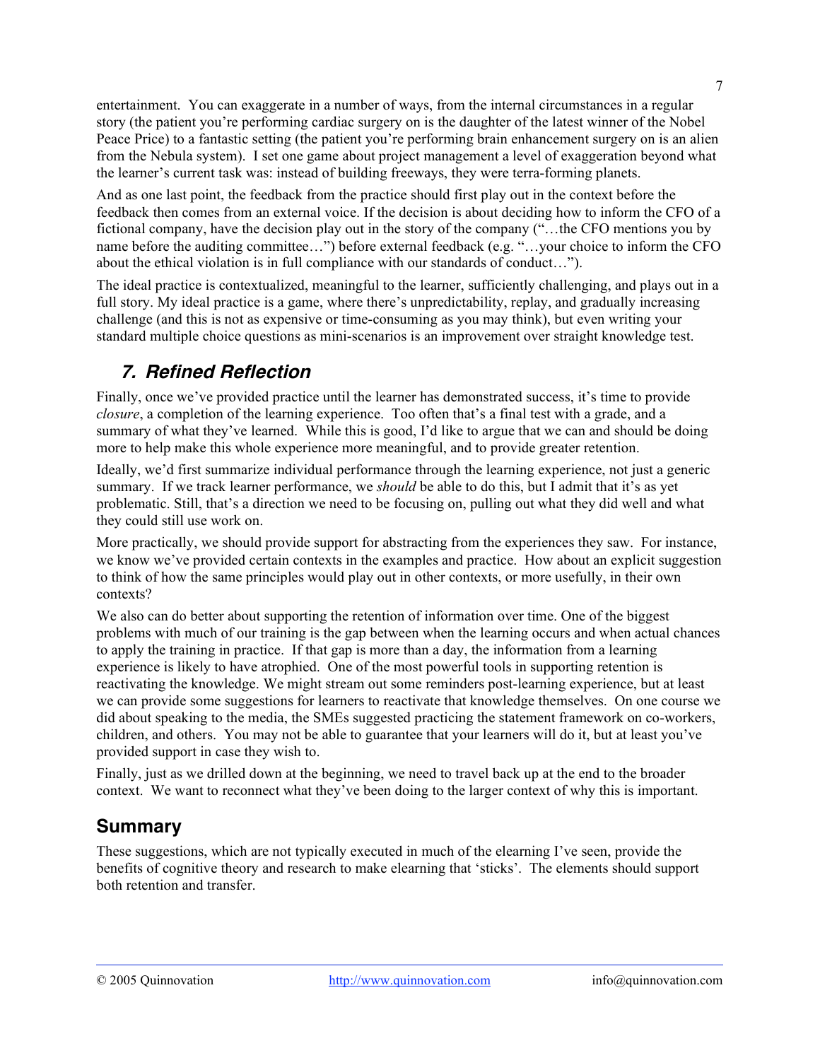entertainment. You can exaggerate in a number of ways, from the internal circumstances in a regular story (the patient you're performing cardiac surgery on is the daughter of the latest winner of the Nobel Peace Price) to a fantastic setting (the patient you're performing brain enhancement surgery on is an alien from the Nebula system). I set one game about project management a level of exaggeration beyond what the learner's current task was: instead of building freeways, they were terra-forming planets.

And as one last point, the feedback from the practice should first play out in the context before the feedback then comes from an external voice. If the decision is about deciding how to inform the CFO of a fictional company, have the decision play out in the story of the company ("…the CFO mentions you by name before the auditing committee…") before external feedback (e.g. "…your choice to inform the CFO about the ethical violation is in full compliance with our standards of conduct…").

The ideal practice is contextualized, meaningful to the learner, sufficiently challenging, and plays out in a full story. My ideal practice is a game, where there's unpredictability, replay, and gradually increasing challenge (and this is not as expensive or time-consuming as you may think), but even writing your standard multiple choice questions as mini-scenarios is an improvement over straight knowledge test.

## *7. Refined Reflection*

Finally, once we've provided practice until the learner has demonstrated success, it's time to provide *closure*, a completion of the learning experience. Too often that's a final test with a grade, and a summary of what they've learned. While this is good, I'd like to argue that we can and should be doing more to help make this whole experience more meaningful, and to provide greater retention.

Ideally, we'd first summarize individual performance through the learning experience, not just a generic summary. If we track learner performance, we *should* be able to do this, but I admit that it's as yet problematic. Still, that's a direction we need to be focusing on, pulling out what they did well and what they could still use work on.

More practically, we should provide support for abstracting from the experiences they saw. For instance, we know we've provided certain contexts in the examples and practice. How about an explicit suggestion to think of how the same principles would play out in other contexts, or more usefully, in their own contexts?

We also can do better about supporting the retention of information over time. One of the biggest problems with much of our training is the gap between when the learning occurs and when actual chances to apply the training in practice. If that gap is more than a day, the information from a learning experience is likely to have atrophied. One of the most powerful tools in supporting retention is reactivating the knowledge. We might stream out some reminders post-learning experience, but at least we can provide some suggestions for learners to reactivate that knowledge themselves. On one course we did about speaking to the media, the SMEs suggested practicing the statement framework on co-workers, children, and others. You may not be able to guarantee that your learners will do it, but at least you've provided support in case they wish to.

Finally, just as we drilled down at the beginning, we need to travel back up at the end to the broader context. We want to reconnect what they've been doing to the larger context of why this is important.

## Summary

These suggestions, which are not typically executed in much of the elearning I've seen, provide the benefits of cognitive theory and research to make elearning that 'sticks'. The elements should support both retention and transfer.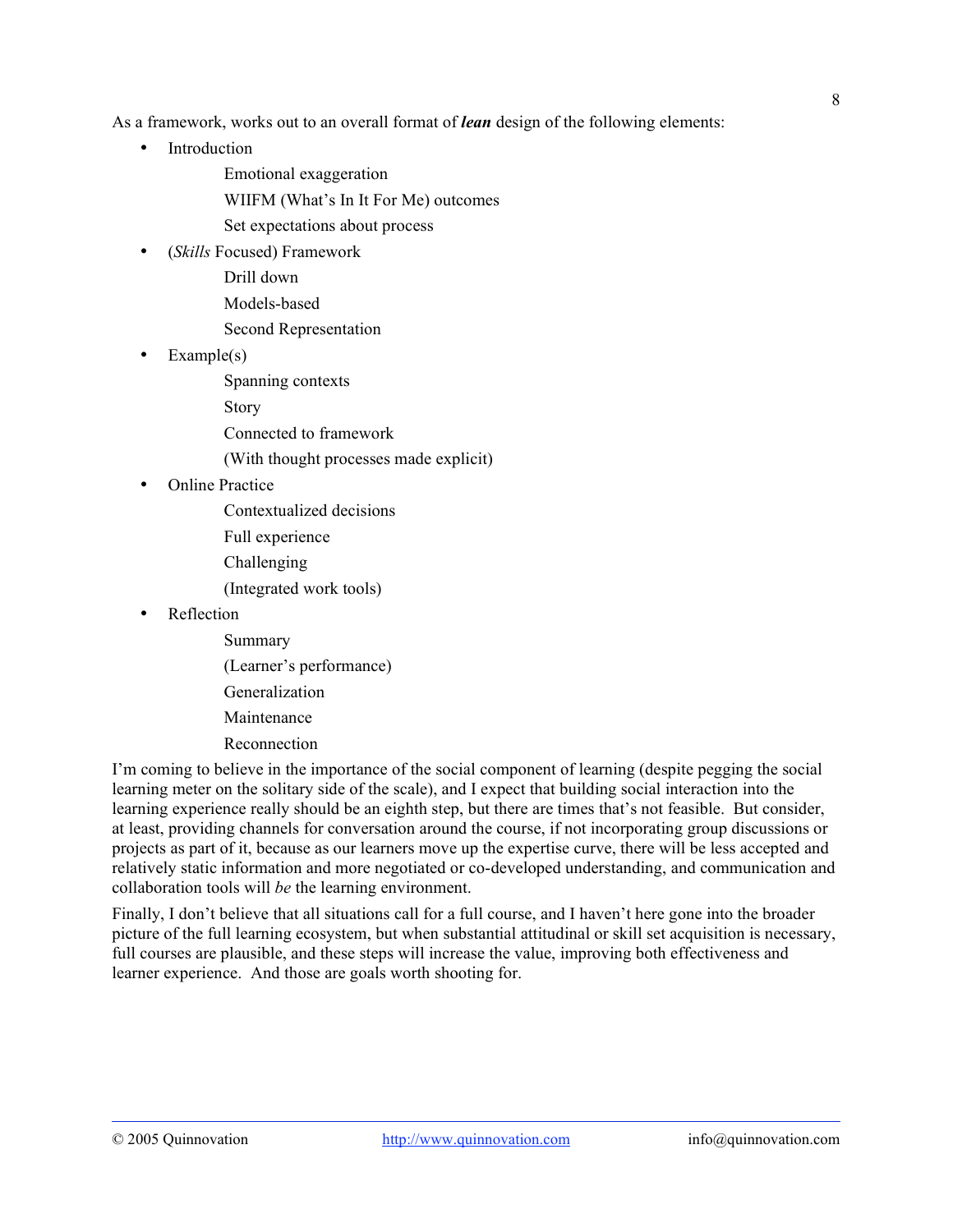As a framework, works out to an overall format of ***lean*** design of the following elements:

- Introduction
  - Emotional exaggeration
  - WIIFM (What's In It For Me) outcomes
  - Set expectations about process
- (*Skills* Focused) Framework
  - Drill down
  - Models-based
  - Second Representation
- Example(s)
  - Spanning contexts
  - Story
  - Connected to framework
  - (With thought processes made explicit)
- Online Practice
  - Contextualized decisions
  - Full experience
  - Challenging
  - (Integrated work tools)
- Reflection
  - Summary
  - (Learner's performance)
  - Generalization
  - Maintenance
  - Reconnection

I'm coming to believe in the importance of the social component of learning (despite pegging the social learning meter on the solitary side of the scale), and I expect that building social interaction into the learning experience really should be an eighth step, but there are times that's not feasible. But consider, at least, providing channels for conversation around the course, if not incorporating group discussions or projects as part of it, because as our learners move up the expertise curve, there will be less accepted and relatively static information and more negotiated or co-developed understanding, and communication and collaboration tools will *be* the learning environment.

Finally, I don't believe that all situations call for a full course, and I haven't here gone into the broader picture of the full learning ecosystem, but when substantial attitudinal or skill set acquisition is necessary, full courses are plausible, and these steps will increase the value, improving both effectiveness and learner experience. And those are goals worth shooting for.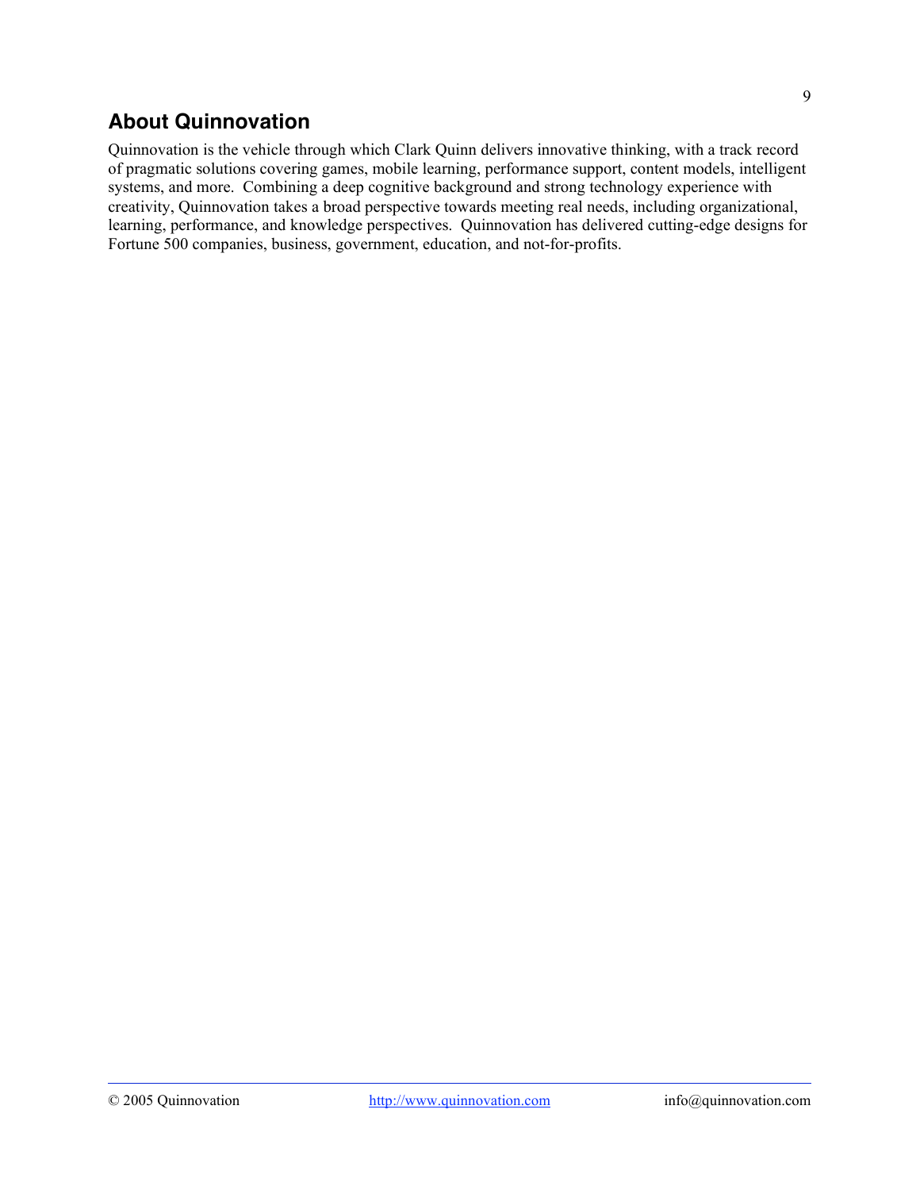## About Quinnovation

Quinnovation is the vehicle through which Clark Quinn delivers innovative thinking, with a track record of pragmatic solutions covering games, mobile learning, performance support, content models, intelligent systems, and more. Combining a deep cognitive background and strong technology experience with creativity, Quinnovation takes a broad perspective towards meeting real needs, including organizational, learning, performance, and knowledge perspectives. Quinnovation has delivered cutting-edge designs for Fortune 500 companies, business, government, education, and not-for-profits.